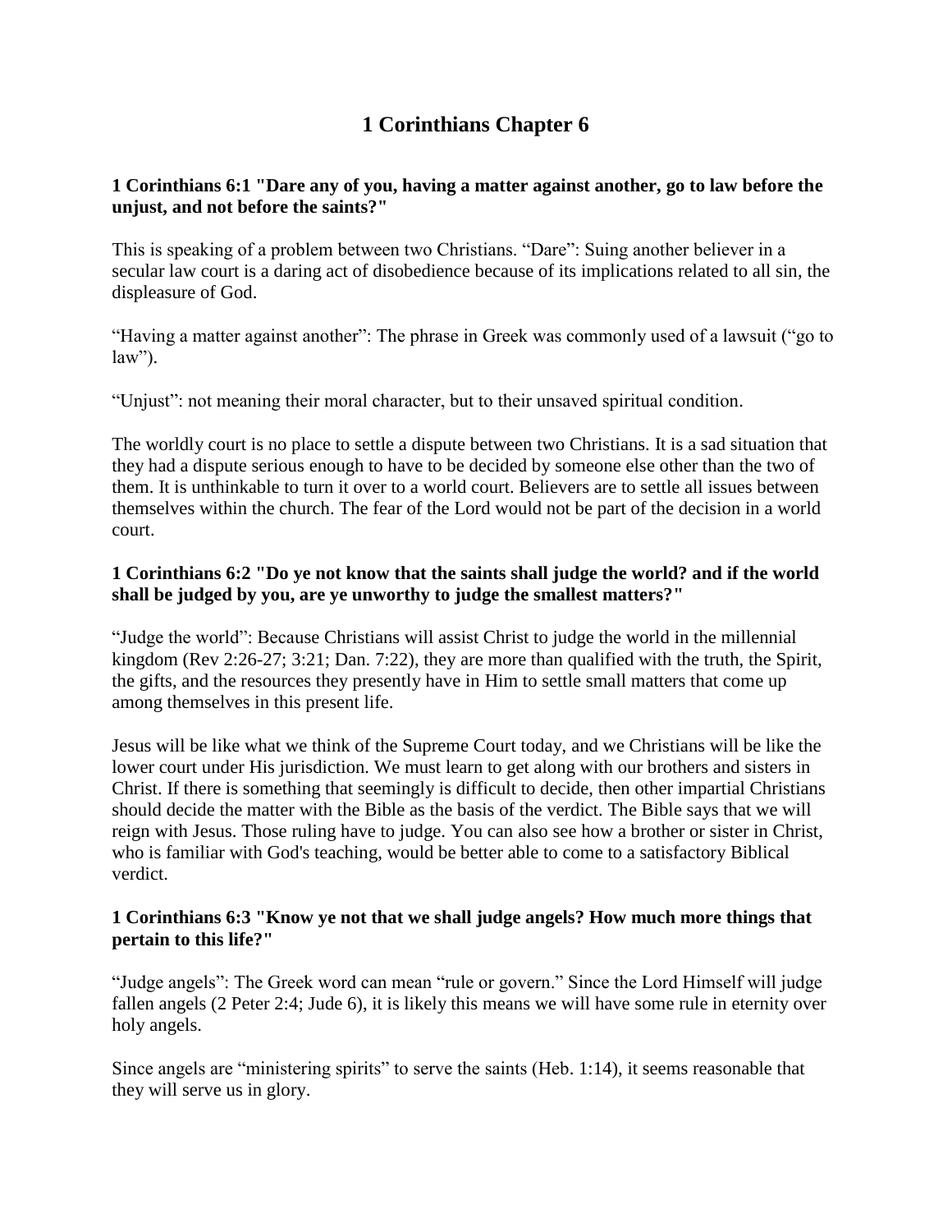# 1 Corinthians Chapter 6

**1 Corinthians 6:1 "Dare any of you, having a matter against another, go to law before the unjust, and not before the saints?"**

This is speaking of a problem between two Christians. "Dare": Suing another believer in a secular law court is a daring act of disobedience because of its implications related to all sin, the displeasure of God.

"Having a matter against another": The phrase in Greek was commonly used of a lawsuit ("go to law").

"Unjust": not meaning their moral character, but to their unsaved spiritual condition.

The worldly court is no place to settle a dispute between two Christians. It is a sad situation that they had a dispute serious enough to have to be decided by someone else other than the two of them. It is unthinkable to turn it over to a world court. Believers are to settle all issues between themselves within the church. The fear of the Lord would not be part of the decision in a world court.

**1 Corinthians 6:2 "Do ye not know that the saints shall judge the world? and if the world shall be judged by you, are ye unworthy to judge the smallest matters?"**

"Judge the world": Because Christians will assist Christ to judge the world in the millennial kingdom (Rev 2:26-27; 3:21; Dan. 7:22), they are more than qualified with the truth, the Spirit, the gifts, and the resources they presently have in Him to settle small matters that come up among themselves in this present life.

Jesus will be like what we think of the Supreme Court today, and we Christians will be like the lower court under His jurisdiction. We must learn to get along with our brothers and sisters in Christ. If there is something that seemingly is difficult to decide, then other impartial Christians should decide the matter with the Bible as the basis of the verdict. The Bible says that we will reign with Jesus. Those ruling have to judge. You can also see how a brother or sister in Christ, who is familiar with God's teaching, would be better able to come to a satisfactory Biblical verdict.

**1 Corinthians 6:3 "Know ye not that we shall judge angels? How much more things that pertain to this life?"**

"Judge angels": The Greek word can mean "rule or govern." Since the Lord Himself will judge fallen angels (2 Peter 2:4; Jude 6), it is likely this means we will have some rule in eternity over holy angels.

Since angels are "ministering spirits" to serve the saints (Heb. 1:14), it seems reasonable that they will serve us in glory.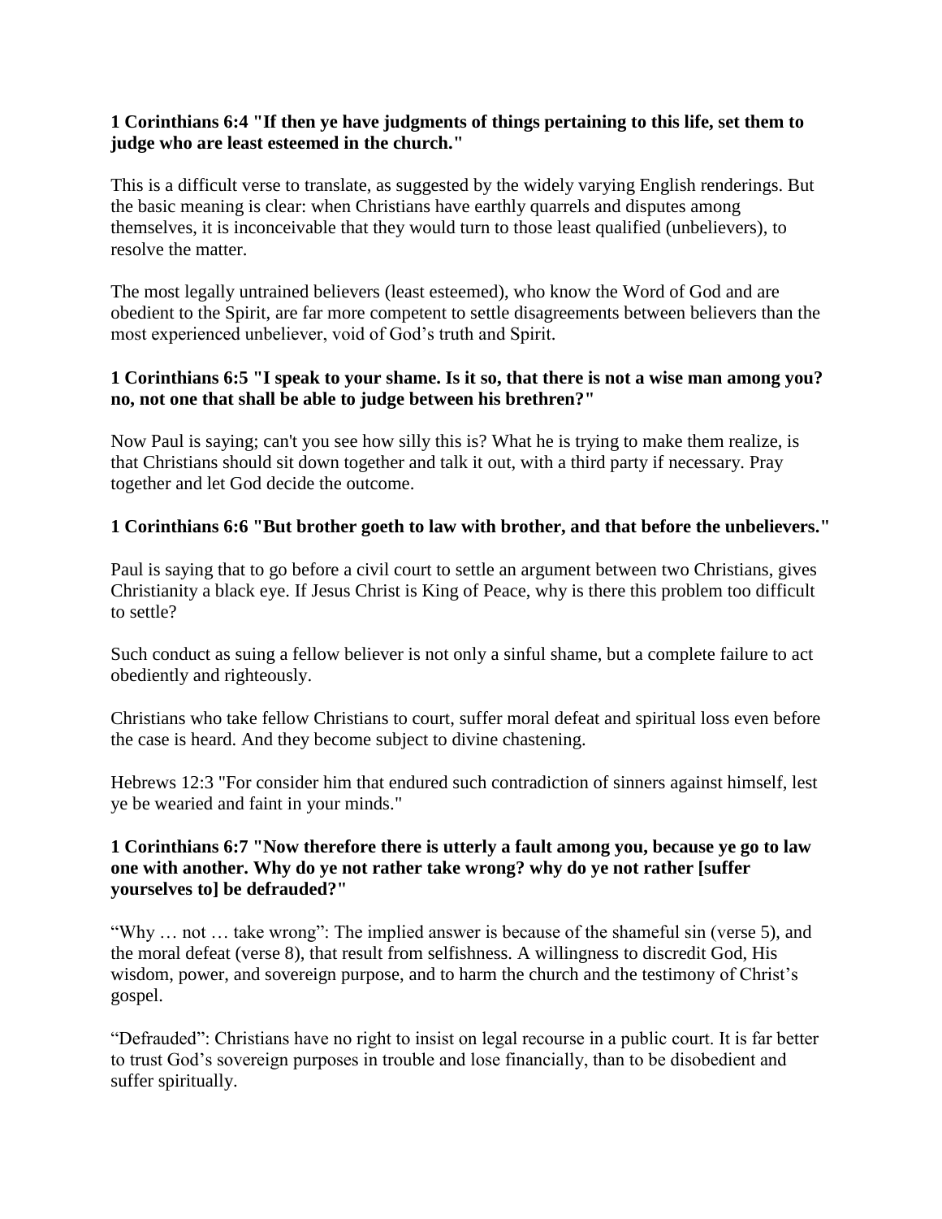**1 Corinthians 6:4 "If then ye have judgments of things pertaining to this life, set them to judge who are least esteemed in the church."**

This is a difficult verse to translate, as suggested by the widely varying English renderings. But the basic meaning is clear: when Christians have earthly quarrels and disputes among themselves, it is inconceivable that they would turn to those least qualified (unbelievers), to resolve the matter.

The most legally untrained believers (least esteemed), who know the Word of God and are obedient to the Spirit, are far more competent to settle disagreements between believers than the most experienced unbeliever, void of God's truth and Spirit.

**1 Corinthians 6:5 "I speak to your shame. Is it so, that there is not a wise man among you? no, not one that shall be able to judge between his brethren?"**

Now Paul is saying; can't you see how silly this is? What he is trying to make them realize, is that Christians should sit down together and talk it out, with a third party if necessary. Pray together and let God decide the outcome.

**1 Corinthians 6:6 "But brother goeth to law with brother, and that before the unbelievers."**

Paul is saying that to go before a civil court to settle an argument between two Christians, gives Christianity a black eye. If Jesus Christ is King of Peace, why is there this problem too difficult to settle?

Such conduct as suing a fellow believer is not only a sinful shame, but a complete failure to act obediently and righteously.

Christians who take fellow Christians to court, suffer moral defeat and spiritual loss even before the case is heard. And they become subject to divine chastening.

Hebrews 12:3 "For consider him that endured such contradiction of sinners against himself, lest ye be wearied and faint in your minds."

**1 Corinthians 6:7 "Now therefore there is utterly a fault among you, because ye go to law one with another. Why do ye not rather take wrong? why do ye not rather [suffer yourselves to] be defrauded?"**

"Why … not … take wrong": The implied answer is because of the shameful sin (verse 5), and the moral defeat (verse 8), that result from selfishness. A willingness to discredit God, His wisdom, power, and sovereign purpose, and to harm the church and the testimony of Christ's gospel.

"Defrauded": Christians have no right to insist on legal recourse in a public court. It is far better to trust God's sovereign purposes in trouble and lose financially, than to be disobedient and suffer spiritually.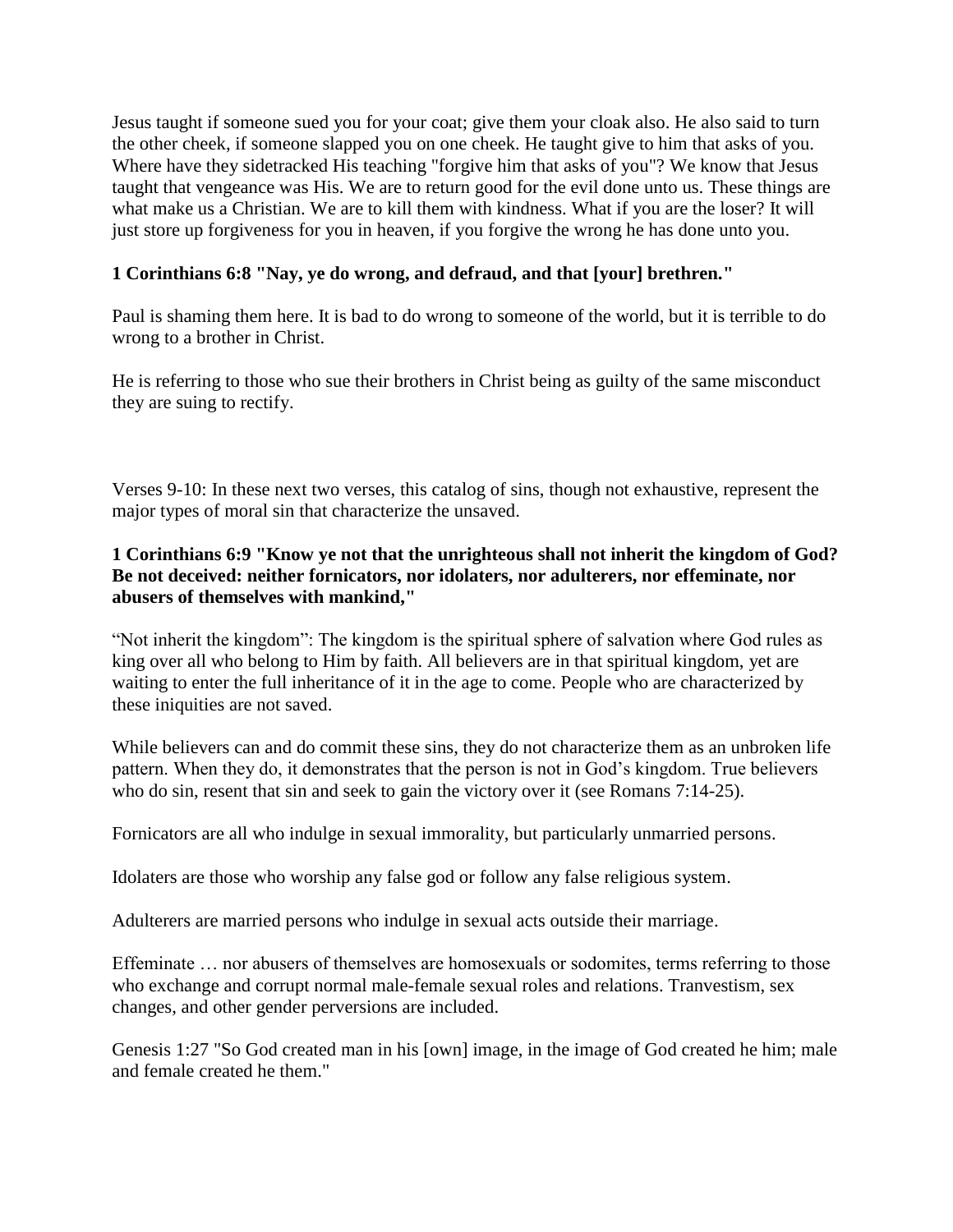Jesus taught if someone sued you for your coat; give them your cloak also. He also said to turn the other cheek, if someone slapped you on one cheek. He taught give to him that asks of you. Where have they sidetracked His teaching "forgive him that asks of you"? We know that Jesus taught that vengeance was His. We are to return good for the evil done unto us. These things are what make us a Christian. We are to kill them with kindness. What if you are the loser? It will just store up forgiveness for you in heaven, if you forgive the wrong he has done unto you.

**1 Corinthians 6:8 "Nay, ye do wrong, and defraud, and that [your] brethren."**

Paul is shaming them here. It is bad to do wrong to someone of the world, but it is terrible to do wrong to a brother in Christ.

He is referring to those who sue their brothers in Christ being as guilty of the same misconduct they are suing to rectify.

Verses 9-10: In these next two verses, this catalog of sins, though not exhaustive, represent the major types of moral sin that characterize the unsaved.

**1 Corinthians 6:9 "Know ye not that the unrighteous shall not inherit the kingdom of God? Be not deceived: neither fornicators, nor idolaters, nor adulterers, nor effeminate, nor abusers of themselves with mankind,"**

"Not inherit the kingdom": The kingdom is the spiritual sphere of salvation where God rules as king over all who belong to Him by faith. All believers are in that spiritual kingdom, yet are waiting to enter the full inheritance of it in the age to come. People who are characterized by these iniquities are not saved.

While believers can and do commit these sins, they do not characterize them as an unbroken life pattern. When they do, it demonstrates that the person is not in God's kingdom. True believers who do sin, resent that sin and seek to gain the victory over it (see Romans 7:14-25).

Fornicators are all who indulge in sexual immorality, but particularly unmarried persons.

Idolaters are those who worship any false god or follow any false religious system.

Adulterers are married persons who indulge in sexual acts outside their marriage.

Effeminate … nor abusers of themselves are homosexuals or sodomites, terms referring to those who exchange and corrupt normal male-female sexual roles and relations. Tranvestism, sex changes, and other gender perversions are included.

Genesis 1:27 "So God created man in his [own] image, in the image of God created he him; male and female created he them."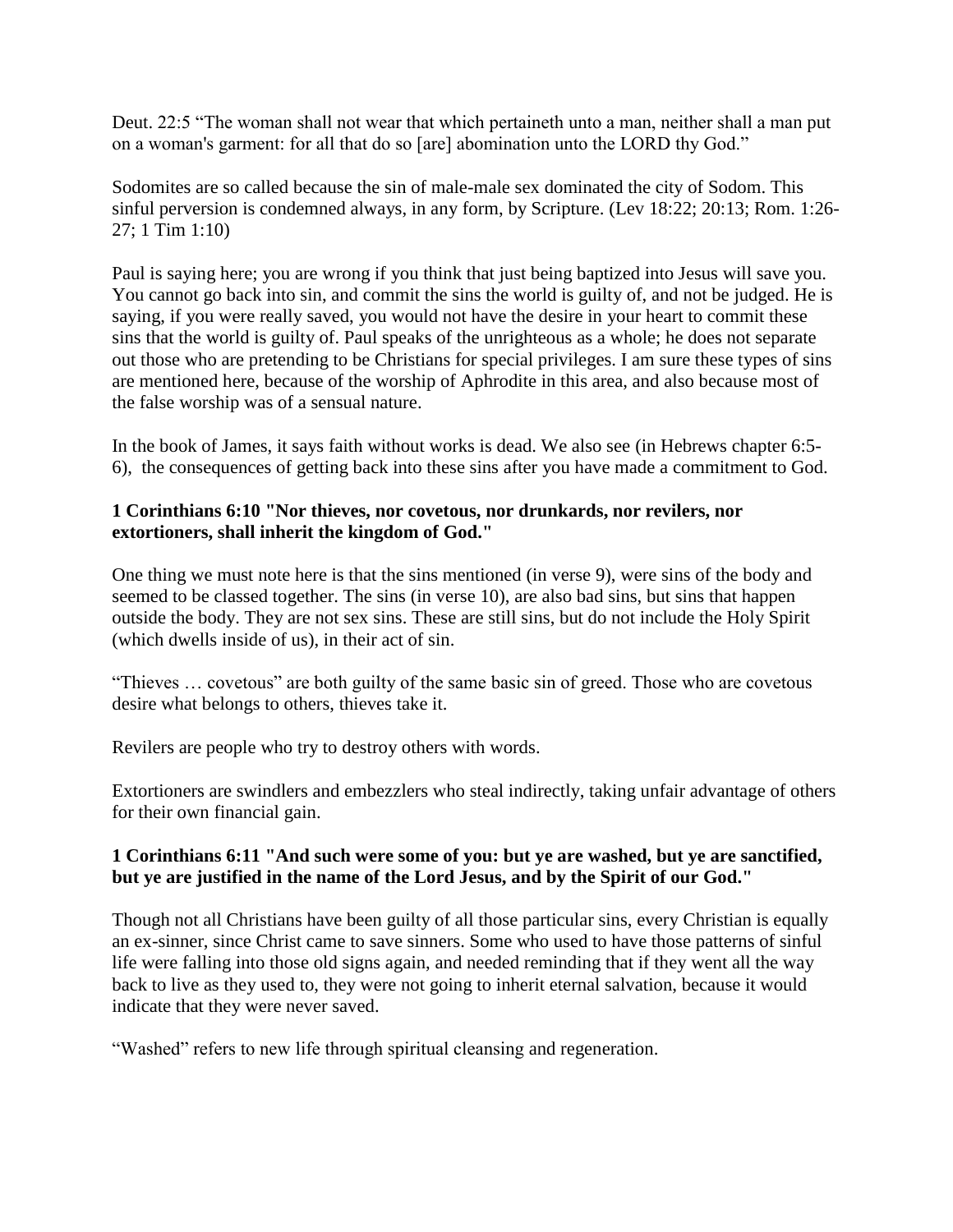Deut. 22:5 “The woman shall not wear that which pertaineth unto a man, neither shall a man put on a woman's garment: for all that do so [are] abomination unto the LORD thy God.”

Sodomites are so called because the sin of male-male sex dominated the city of Sodom. This sinful perversion is condemned always, in any form, by Scripture. (Lev 18:22; 20:13; Rom. 1:26-27; 1 Tim 1:10)

Paul is saying here; you are wrong if you think that just being baptized into Jesus will save you. You cannot go back into sin, and commit the sins the world is guilty of, and not be judged. He is saying, if you were really saved, you would not have the desire in your heart to commit these sins that the world is guilty of. Paul speaks of the unrighteous as a whole; he does not separate out those who are pretending to be Christians for special privileges. I am sure these types of sins are mentioned here, because of the worship of Aphrodite in this area, and also because most of the false worship was of a sensual nature.

In the book of James, it says faith without works is dead. We also see (in Hebrews chapter 6:5-6), the consequences of getting back into these sins after you have made a commitment to God.

**1 Corinthians 6:10 "Nor thieves, nor covetous, nor drunkards, nor revilers, nor extortioners, shall inherit the kingdom of God."**

One thing we must note here is that the sins mentioned (in verse 9), were sins of the body and seemed to be classed together. The sins (in verse 10), are also bad sins, but sins that happen outside the body. They are not sex sins. These are still sins, but do not include the Holy Spirit (which dwells inside of us), in their act of sin.

“Thieves … covetous” are both guilty of the same basic sin of greed. Those who are covetous desire what belongs to others, thieves take it.

Revilers are people who try to destroy others with words.

Extortioners are swindlers and embezzlers who steal indirectly, taking unfair advantage of others for their own financial gain.

**1 Corinthians 6:11 "And such were some of you: but ye are washed, but ye are sanctified, but ye are justified in the name of the Lord Jesus, and by the Spirit of our God."**

Though not all Christians have been guilty of all those particular sins, every Christian is equally an ex-sinner, since Christ came to save sinners. Some who used to have those patterns of sinful life were falling into those old signs again, and needed reminding that if they went all the way back to live as they used to, they were not going to inherit eternal salvation, because it would indicate that they were never saved.

“Washed” refers to new life through spiritual cleansing and regeneration.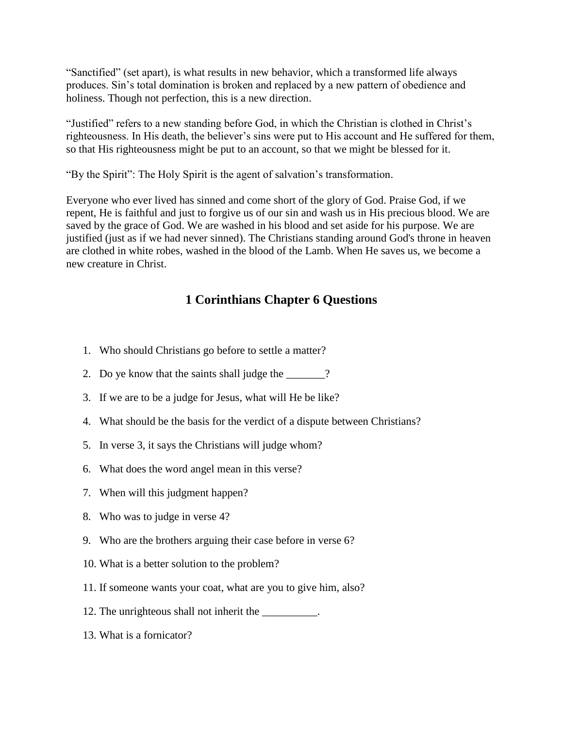"Sanctified" (set apart), is what results in new behavior, which a transformed life always produces. Sin's total domination is broken and replaced by a new pattern of obedience and holiness. Though not perfection, this is a new direction.

"Justified" refers to a new standing before God, in which the Christian is clothed in Christ's righteousness. In His death, the believer's sins were put to His account and He suffered for them, so that His righteousness might be put to an account, so that we might be blessed for it.

"By the Spirit": The Holy Spirit is the agent of salvation's transformation.

Everyone who ever lived has sinned and come short of the glory of God. Praise God, if we repent, He is faithful and just to forgive us of our sin and wash us in His precious blood. We are saved by the grace of God. We are washed in his blood and set aside for his purpose. We are justified (just as if we had never sinned). The Christians standing around God's throne in heaven are clothed in white robes, washed in the blood of the Lamb. When He saves us, we become a new creature in Christ.

## 1 Corinthians Chapter 6 Questions

1. Who should Christians go before to settle a matter?
2. Do ye know that the saints shall judge the _______?
3. If we are to be a judge for Jesus, what will He be like?
4. What should be the basis for the verdict of a dispute between Christians?
5. In verse 3, it says the Christians will judge whom?
6. What does the word angel mean in this verse?
7. When will this judgment happen?
8. Who was to judge in verse 4?
9. Who are the brothers arguing their case before in verse 6?
10. What is a better solution to the problem?
11. If someone wants your coat, what are you to give him, also?
12. The unrighteous shall not inherit the __________.
13. What is a fornicator?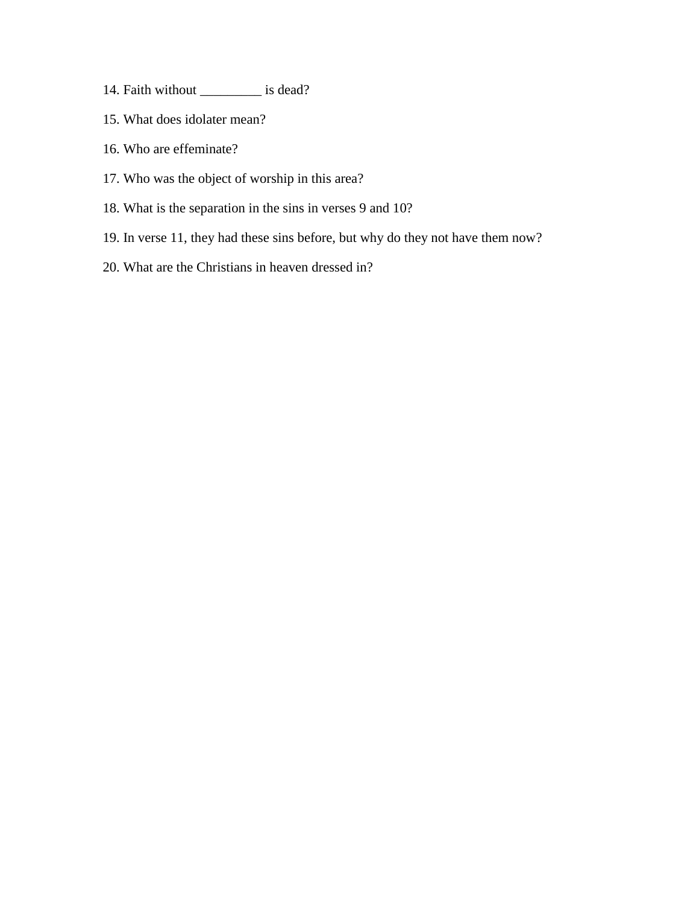14. Faith without _________ is dead?

15. What does idolater mean?

16. Who are effeminate?

17. Who was the object of worship in this area?

18. What is the separation in the sins in verses 9 and 10?

19. In verse 11, they had these sins before, but why do they not have them now?

20. What are the Christians in heaven dressed in?